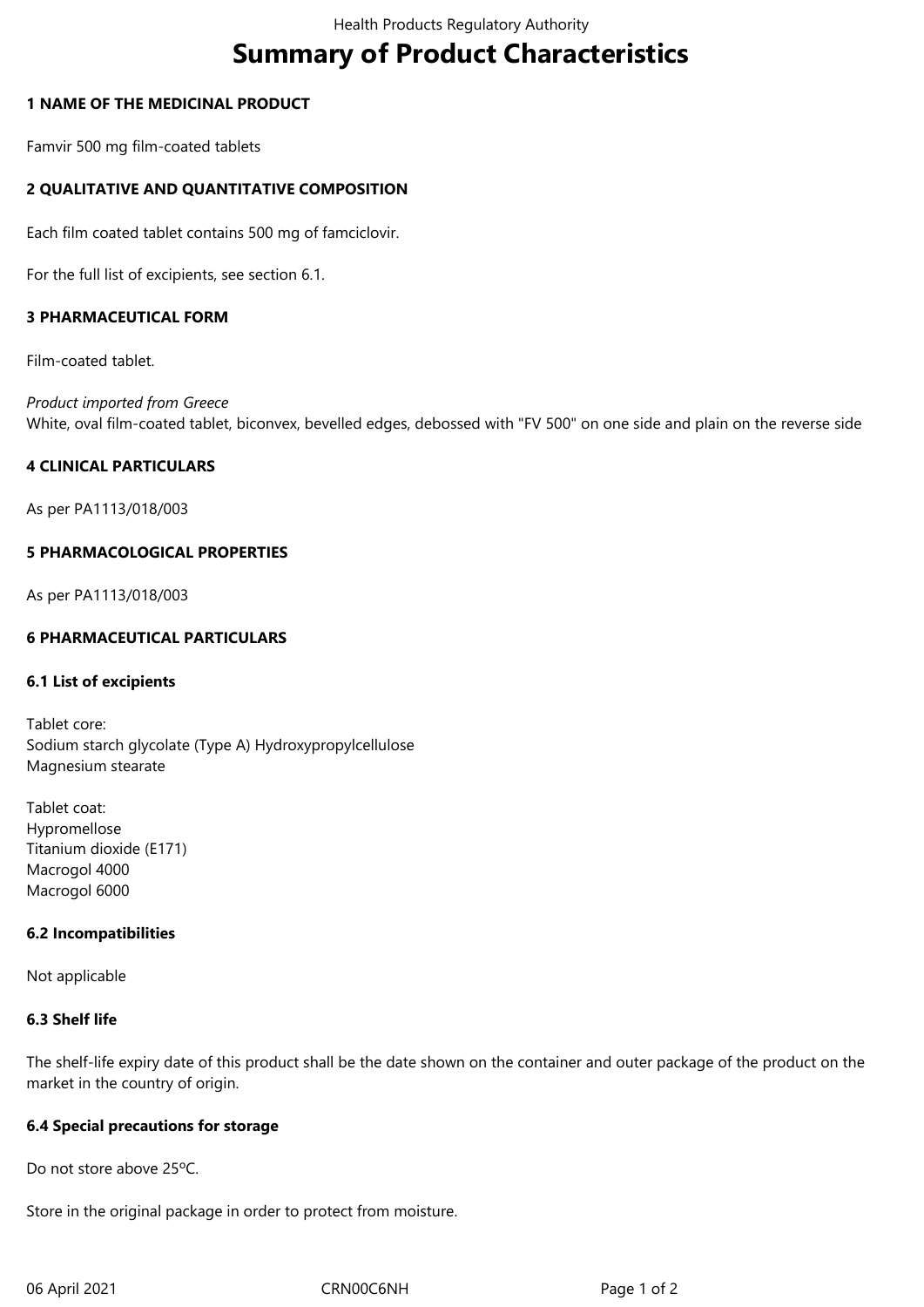# Summary of Product Characteristics

## 1 NAME OF THE MEDICINAL PRODUCT

Famvir 500 mg film-coated tablets

## 2 QUALITATIVE AND QUANTITATIVE COMPOSITION

Each film coated tablet contains 500 mg of famciclovir.

For the full list of excipients, see section 6.1.

## 3 PHARMACEUTICAL FORM

Film-coated tablet.

*Product imported from Greece*
White, oval film-coated tablet, biconvex, bevelled edges, debossed with "FV 500" on one side and plain on the reverse side

## 4 CLINICAL PARTICULARS

As per PA1113/018/003

## 5 PHARMACOLOGICAL PROPERTIES

As per PA1113/018/003

## 6 PHARMACEUTICAL PARTICULARS

### 6.1 List of excipients

Tablet core:
Sodium starch glycolate (Type A) Hydroxypropylcellulose
Magnesium stearate

Tablet coat:
Hypromellose
Titanium dioxide (E171)
Macrogol 4000
Macrogol 6000

### 6.2 Incompatibilities

Not applicable

### 6.3 Shelf life

The shelf-life expiry date of this product shall be the date shown on the container and outer package of the product on the market in the country of origin.

### 6.4 Special precautions for storage

Do not store above 25ºC.

Store in the original package in order to protect from moisture.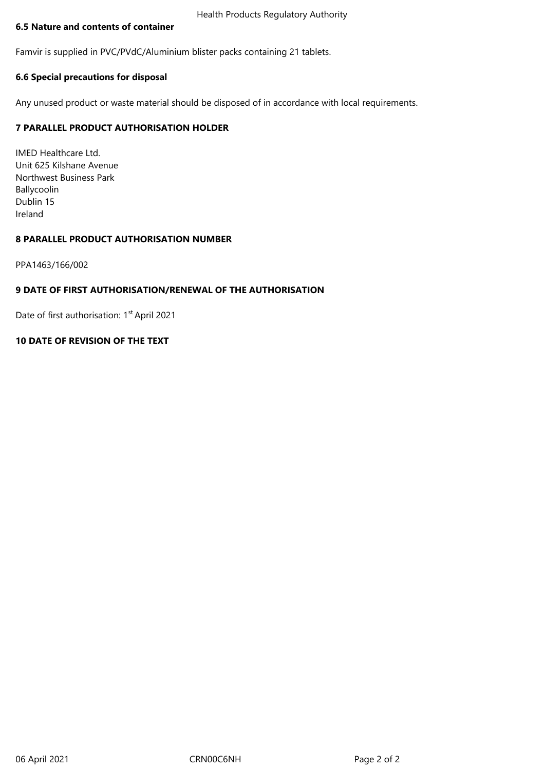### 6.5 Nature and contents of container

Famvir is supplied in PVC/PVdC/Aluminium blister packs containing 21 tablets.

### 6.6 Special precautions for disposal

Any unused product or waste material should be disposed of in accordance with local requirements.

## 7 PARALLEL PRODUCT AUTHORISATION HOLDER

IMED Healthcare Ltd.
Unit 625 Kilshane Avenue
Northwest Business Park
Ballycoolin
Dublin 15
Ireland

## 8 PARALLEL PRODUCT AUTHORISATION NUMBER

PPA1463/166/002

## 9 DATE OF FIRST AUTHORISATION/RENEWAL OF THE AUTHORISATION

Date of first authorisation: 1st April 2021

## 10 DATE OF REVISION OF THE TEXT